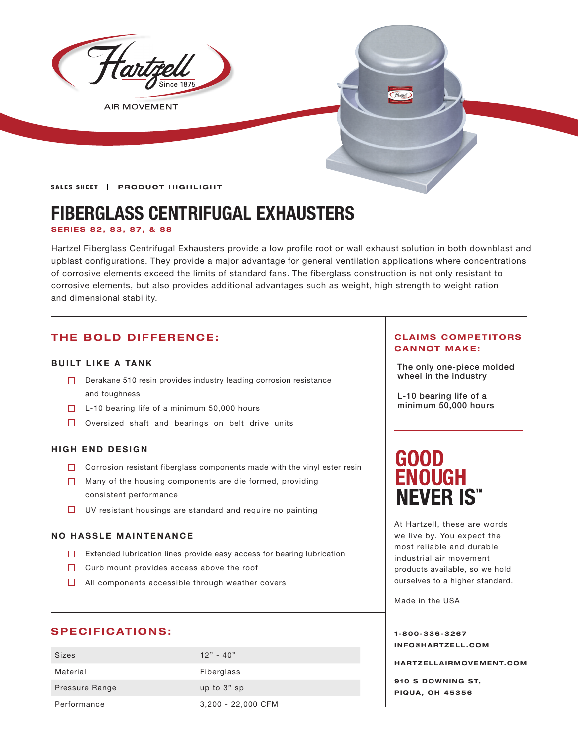Hartzell Since 1875

AIR MOVEMENT

**SALES SHEET | PRODUCT HIGHLIGHT**

# FIBERGLASS CENTRIFUGAL EXHAUSTERS

**SERIES 82, 83, 87, & 88**

Hartzel Fiberglass Centrifugal Exhausters provide a low profile root or wall exhaust solution in both downblast and upblast configurations. They provide a major advantage for general ventilation applications where concentrations of corrosive elements exceed the limits of standard fans. The fiberglass construction is not only resistant to corrosive elements, but also provides additional advantages such as weight, high strength to weight ration and dimensional stability.

## THE BOLD DIFFERENCE:

### BUILT LIKE A TANK

- Derakane 510 resin provides industry leading corrosion resistance and toughness
- L-10 bearing life of a minimum 50,000 hours
- Oversized shaft and bearings on belt drive units

### HIGH END DESIGN

- Corrosion resistant fiberglass components made with the vinyl ester resin
- Many of the housing components are die formed, providing consistent performance
- UV resistant housings are standard and require no painting

### NO HASSLE MAINTENANCE

- Extended lubrication lines provide easy access for bearing lubrication
- Curb mount provides access above the roof
- All components accessible through weather covers

## SPECIFICATIONS:

| | |
|---|---|
| Sizes | 12" - 40" |
| Material | Fiberglass |
| Pressure Range | up to 3" sp |
| Performance | 3,200 - 22,000 CFM |

## CLAIMS COMPETITORS CANNOT MAKE:

**The only one-piece molded wheel in the industry**

**L-10 bearing life of a minimum 50,000 hours**

## GOOD ENOUGH NEVER IS™

At Hartzell, these are words we live by. You expect the most reliable and durable industrial air movement products available, so we hold ourselves to a higher standard.

Made in the USA

**1-800-336-3267**
**INFO@HARTZELL.COM**

**HARTZELLAIRMOVEMENT.COM**

**910 S DOWNING ST,**
**PIQUA, OH 45356**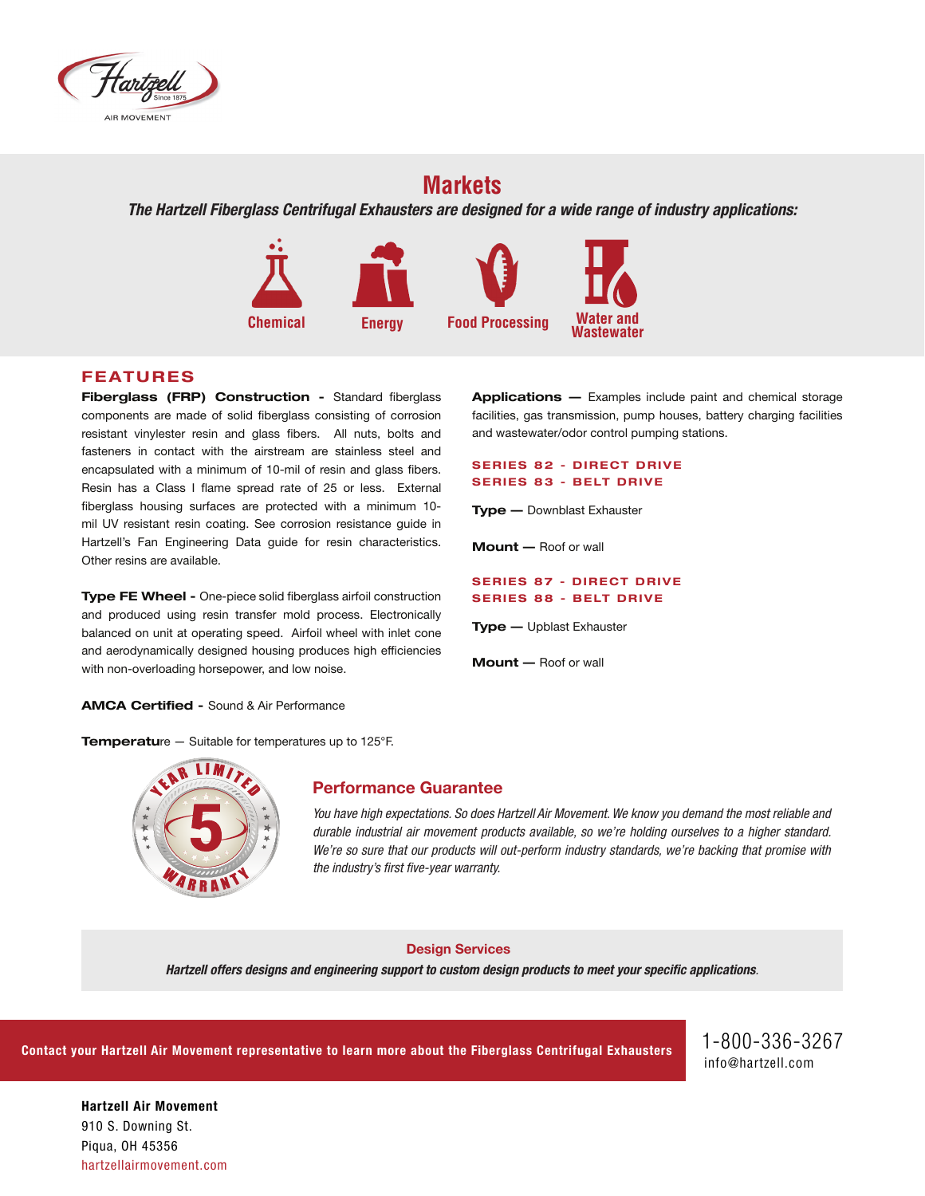## Markets

***The Hartzell Fiberglass Centrifugal Exhausters are designed for a wide range of industry applications:***

Chemical

Energy

Food Processing

Water and Wastewater

## FEATURES

**Fiberglass (FRP) Construction -** Standard fiberglass components are made of solid fiberglass consisting of corrosion resistant vinylester resin and glass fibers. All nuts, bolts and fasteners in contact with the airstream are stainless steel and encapsulated with a minimum of 10-mil of resin and glass fibers. Resin has a Class I flame spread rate of 25 or less. External fiberglass housing surfaces are protected with a minimum 10-mil UV resistant resin coating. See corrosion resistance guide in Hartzell's Fan Engineering Data guide for resin characteristics. Other resins are available.

**Type FE Wheel -** One-piece solid fiberglass airfoil construction and produced using resin transfer mold process. Electronically balanced on unit at operating speed. Airfoil wheel with inlet cone and aerodynamically designed housing produces high efficiencies with non-overloading horsepower, and low noise.

**AMCA Certified -** Sound & Air Performance

**Temperature** — Suitable for temperatures up to 125°F.

**Applications —** Examples include paint and chemical storage facilities, gas transmission, pump houses, battery charging facilities and wastewater/odor control pumping stations.

### SERIES 82 - DIRECT DRIVE
### SERIES 83 - BELT DRIVE

**Type —** Downblast Exhauster

**Mount —** Roof or wall

### SERIES 87 - DIRECT DRIVE
### SERIES 88 - BELT DRIVE

**Type —** Upblast Exhauster

**Mount —** Roof or wall

5 YEAR LIMITED WARRANTY

### Performance Guarantee

*You have high expectations. So does Hartzell Air Movement. We know you demand the most reliable and durable industrial air movement products available, so we're holding ourselves to a higher standard. We're so sure that our products will out-perform industry standards, we're backing that promise with the industry's first five-year warranty.*

### Design Services

***Hartzell offers designs and engineering support to custom design products to meet your specific applications.***

**Contact your Hartzell Air Movement representative to learn more about the Fiberglass Centrifugal Exhausters**

1-800-336-3267
info@hartzell.com

**Hartzell Air Movement**
910 S. Downing St.
Piqua, OH 45356
hartzellairmovement.com